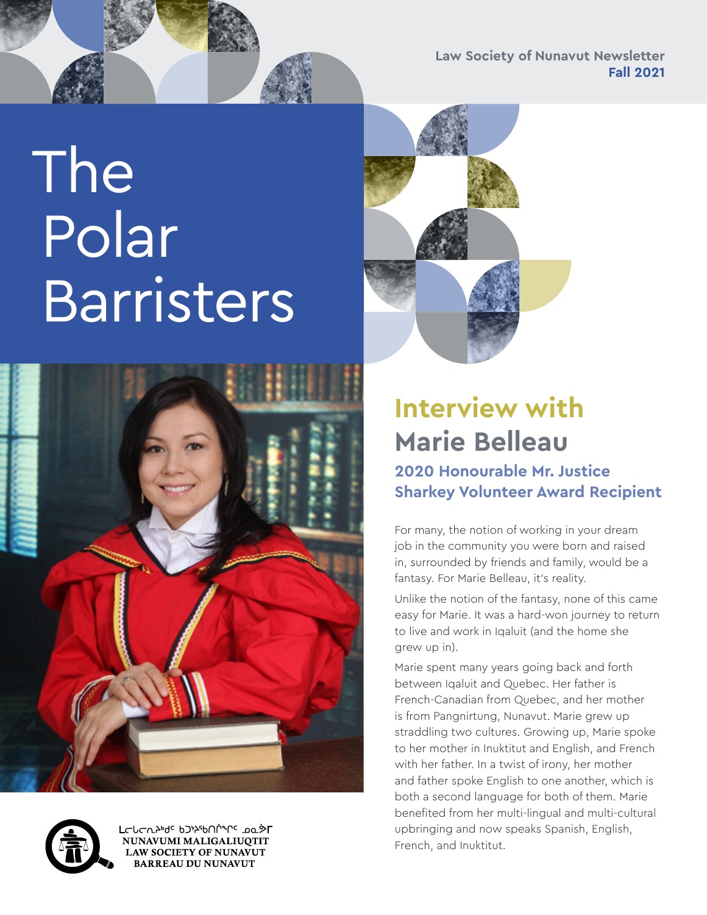Law Society of Nunavut Newsletter
**Fall 2021**

# The Polar Barristers

## Interview with Marie Belleau

### 2020 Honourable Mr. Justice Sharkey Volunteer Award Recipient

For many, the notion of working in your dream job in the community you were born and raised in, surrounded by friends and family, would be a fantasy. For Marie Belleau, it's reality.

Unlike the notion of the fantasy, none of this came easy for Marie. It was a hard-won journey to return to live and work in Iqaluit (and the home she grew up in).

Marie spent many years going back and forth between Iqaluit and Quebec. Her father is French-Canadian from Quebec, and her mother is from Pangnirtung, Nunavut. Marie grew up straddling two cultures. Growing up, Marie spoke to her mother in Inuktitut and English, and French with her father. In a twist of irony, her mother and father spoke English to one another, which is both a second language for both of them. Marie benefited from her multi-lingual and multi-cultural upbringing and now speaks Spanish, English, French, and Inuktitut.

ᒪᓕᒐᓕᕆᔩᑦ ᑲᑐᔾᔨᖃᑎᒌᖏᑦ ᓄᓇᕗᒥ
NUNAVUMI MALIGALIUQTIT
LAW SOCIETY OF NUNAVUT
BARREAU DU NUNAVUT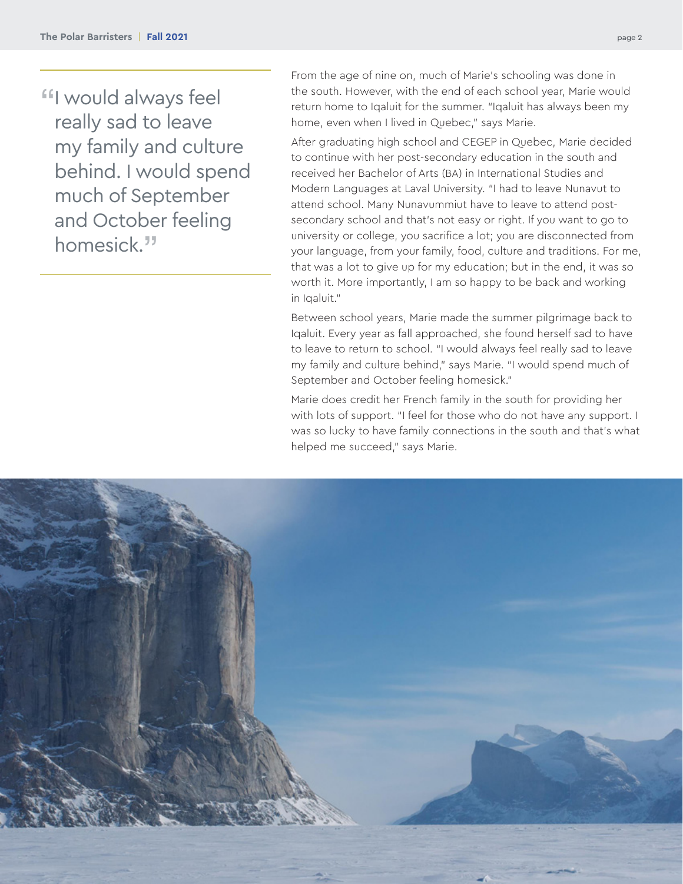> "I would always feel really sad to leave my family and culture behind. I would spend much of September and October feeling homesick."

From the age of nine on, much of Marie's schooling was done in the south. However, with the end of each school year, Marie would return home to Iqaluit for the summer. "Iqaluit has always been my home, even when I lived in Quebec," says Marie.

After graduating high school and CEGEP in Quebec, Marie decided to continue with her post-secondary education in the south and received her Bachelor of Arts (BA) in International Studies and Modern Languages at Laval University. "I had to leave Nunavut to attend school. Many Nunavummiut have to leave to attend post-secondary school and that's not easy or right. If you want to go to university or college, you sacrifice a lot; you are disconnected from your language, from your family, food, culture and traditions. For me, that was a lot to give up for my education; but in the end, it was so worth it. More importantly, I am so happy to be back and working in Iqaluit."

Between school years, Marie made the summer pilgrimage back to Iqaluit. Every year as fall approached, she found herself sad to have to leave to return to school. "I would always feel really sad to leave my family and culture behind," says Marie. "I would spend much of September and October feeling homesick."

Marie does credit her French family in the south for providing her with lots of support. "I feel for those who do not have any support. I was so lucky to have family connections in the south and that's what helped me succeed," says Marie.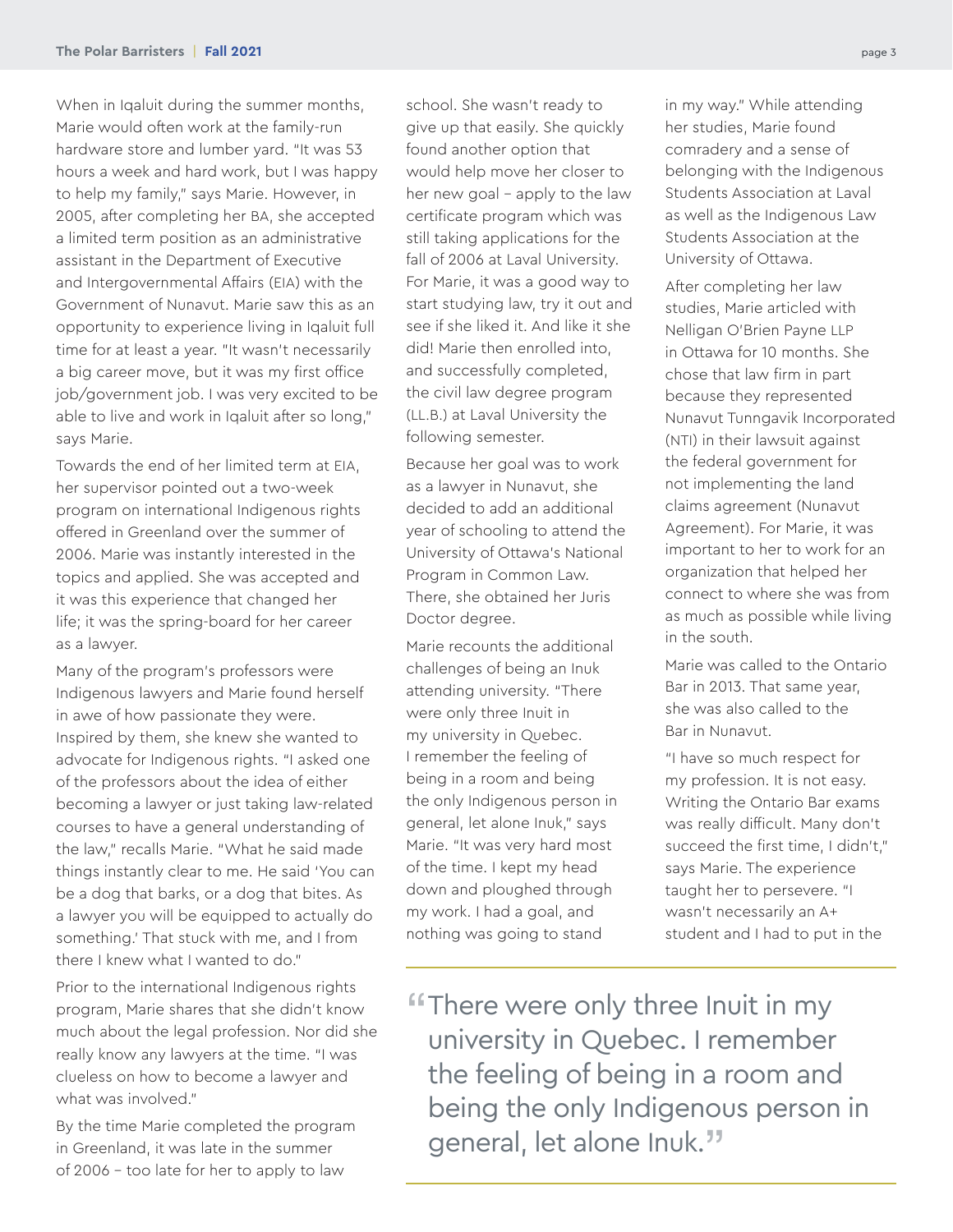When in Iqaluit during the summer months, Marie would often work at the family-run hardware store and lumber yard. "It was 53 hours a week and hard work, but I was happy to help my family," says Marie. However, in 2005, after completing her BA, she accepted a limited term position as an administrative assistant in the Department of Executive and Intergovernmental Affairs (EIA) with the Government of Nunavut. Marie saw this as an opportunity to experience living in Iqaluit full time for at least a year. "It wasn't necessarily a big career move, but it was my first office job/government job. I was very excited to be able to live and work in Iqaluit after so long," says Marie.

Towards the end of her limited term at EIA, her supervisor pointed out a two-week program on international Indigenous rights offered in Greenland over the summer of 2006. Marie was instantly interested in the topics and applied. She was accepted and it was this experience that changed her life; it was the spring-board for her career as a lawyer.

Many of the program's professors were Indigenous lawyers and Marie found herself in awe of how passionate they were. Inspired by them, she knew she wanted to advocate for Indigenous rights. "I asked one of the professors about the idea of either becoming a lawyer or just taking law-related courses to have a general understanding of the law," recalls Marie. "What he said made things instantly clear to me. He said 'You can be a dog that barks, or a dog that bites. As a lawyer you will be equipped to actually do something.' That stuck with me, and I from there I knew what I wanted to do."

Prior to the international Indigenous rights program, Marie shares that she didn't know much about the legal profession. Nor did she really know any lawyers at the time. "I was clueless on how to become a lawyer and what was involved."

By the time Marie completed the program in Greenland, it was late in the summer of 2006 – too late for her to apply to law school. She wasn't ready to give up that easily. She quickly found another option that would help move her closer to her new goal – apply to the law certificate program which was still taking applications for the fall of 2006 at Laval University. For Marie, it was a good way to start studying law, try it out and see if she liked it. And like it she did! Marie then enrolled into, and successfully completed, the civil law degree program (LL.B.) at Laval University the following semester.

Because her goal was to work as a lawyer in Nunavut, she decided to add an additional year of schooling to attend the University of Ottawa's National Program in Common Law. There, she obtained her Juris Doctor degree.

Marie recounts the additional challenges of being an Inuk attending university. "There were only three Inuit in my university in Quebec. I remember the feeling of being in a room and being the only Indigenous person in general, let alone Inuk," says Marie. "It was very hard most of the time. I kept my head down and ploughed through my work. I had a goal, and nothing was going to stand in my way." While attending her studies, Marie found comradery and a sense of belonging with the Indigenous Students Association at Laval as well as the Indigenous Law Students Association at the University of Ottawa.

After completing her law studies, Marie articled with Nelligan O'Brien Payne LLP in Ottawa for 10 months. She chose that law firm in part because they represented Nunavut Tunngavik Incorporated (NTI) in their lawsuit against the federal government for not implementing the land claims agreement (Nunavut Agreement). For Marie, it was important to her to work for an organization that helped her connect to where she was from as much as possible while living in the south.

Marie was called to the Ontario Bar in 2013. That same year, she was also called to the Bar in Nunavut.

"I have so much respect for my profession. It is not easy. Writing the Ontario Bar exams was really difficult. Many don't succeed the first time, I didn't," says Marie. The experience taught her to persevere. "I wasn't necessarily an A+ student and I had to put in the

> "There were only three Inuit in my university in Quebec. I remember the feeling of being in a room and being the only Indigenous person in general, let alone Inuk."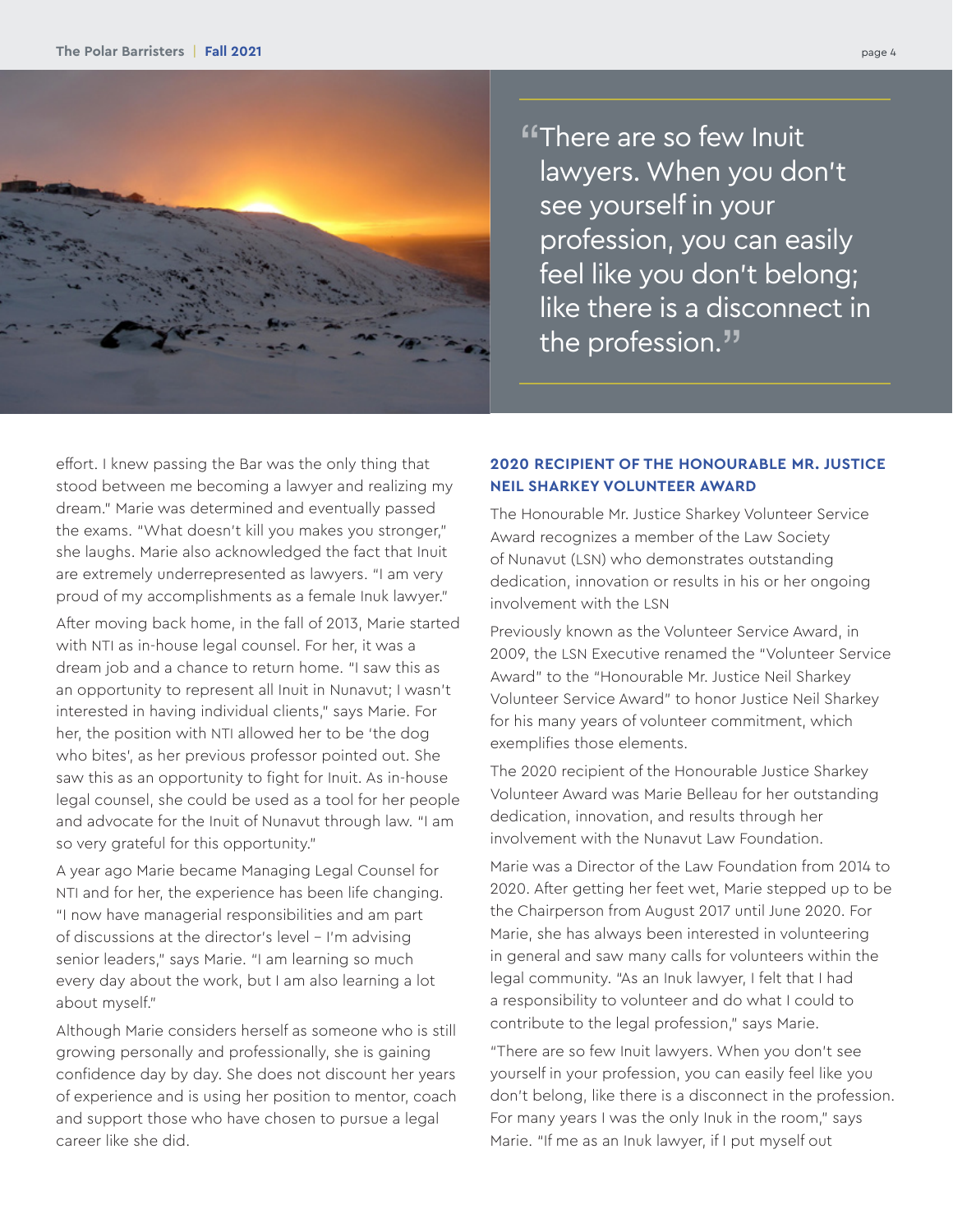> "There are so few Inuit lawyers. When you don't see yourself in your profession, you can easily feel like you don't belong; like there is a disconnect in the profession."

effort. I knew passing the Bar was the only thing that stood between me becoming a lawyer and realizing my dream." Marie was determined and eventually passed the exams. "What doesn't kill you makes you stronger," she laughs. Marie also acknowledged the fact that Inuit are extremely underrepresented as lawyers. "I am very proud of my accomplishments as a female Inuk lawyer."

After moving back home, in the fall of 2013, Marie started with NTI as in-house legal counsel. For her, it was a dream job and a chance to return home. "I saw this as an opportunity to represent all Inuit in Nunavut; I wasn't interested in having individual clients," says Marie. For her, the position with NTI allowed her to be 'the dog who bites', as her previous professor pointed out. She saw this as an opportunity to fight for Inuit. As in-house legal counsel, she could be used as a tool for her people and advocate for the Inuit of Nunavut through law. "I am so very grateful for this opportunity."

A year ago Marie became Managing Legal Counsel for NTI and for her, the experience has been life changing. "I now have managerial responsibilities and am part of discussions at the director's level – I'm advising senior leaders," says Marie. "I am learning so much every day about the work, but I am also learning a lot about myself."

Although Marie considers herself as someone who is still growing personally and professionally, she is gaining confidence day by day. She does not discount her years of experience and is using her position to mentor, coach and support those who have chosen to pursue a legal career like she did.

## 2020 RECIPIENT OF THE HONOURABLE MR. JUSTICE NEIL SHARKEY VOLUNTEER AWARD

The Honourable Mr. Justice Sharkey Volunteer Service Award recognizes a member of the Law Society of Nunavut (LSN) who demonstrates outstanding dedication, innovation or results in his or her ongoing involvement with the LSN

Previously known as the Volunteer Service Award, in 2009, the LSN Executive renamed the "Volunteer Service Award" to the "Honourable Mr. Justice Neil Sharkey Volunteer Service Award" to honor Justice Neil Sharkey for his many years of volunteer commitment, which exemplifies those elements.

The 2020 recipient of the Honourable Justice Sharkey Volunteer Award was Marie Belleau for her outstanding dedication, innovation, and results through her involvement with the Nunavut Law Foundation.

Marie was a Director of the Law Foundation from 2014 to 2020. After getting her feet wet, Marie stepped up to be the Chairperson from August 2017 until June 2020. For Marie, she has always been interested in volunteering in general and saw many calls for volunteers within the legal community. "As an Inuk lawyer, I felt that I had a responsibility to volunteer and do what I could to contribute to the legal profession," says Marie.

"There are so few Inuit lawyers. When you don't see yourself in your profession, you can easily feel like you don't belong, like there is a disconnect in the profession. For many years I was the only Inuk in the room," says Marie. "If me as an Inuk lawyer, if I put myself out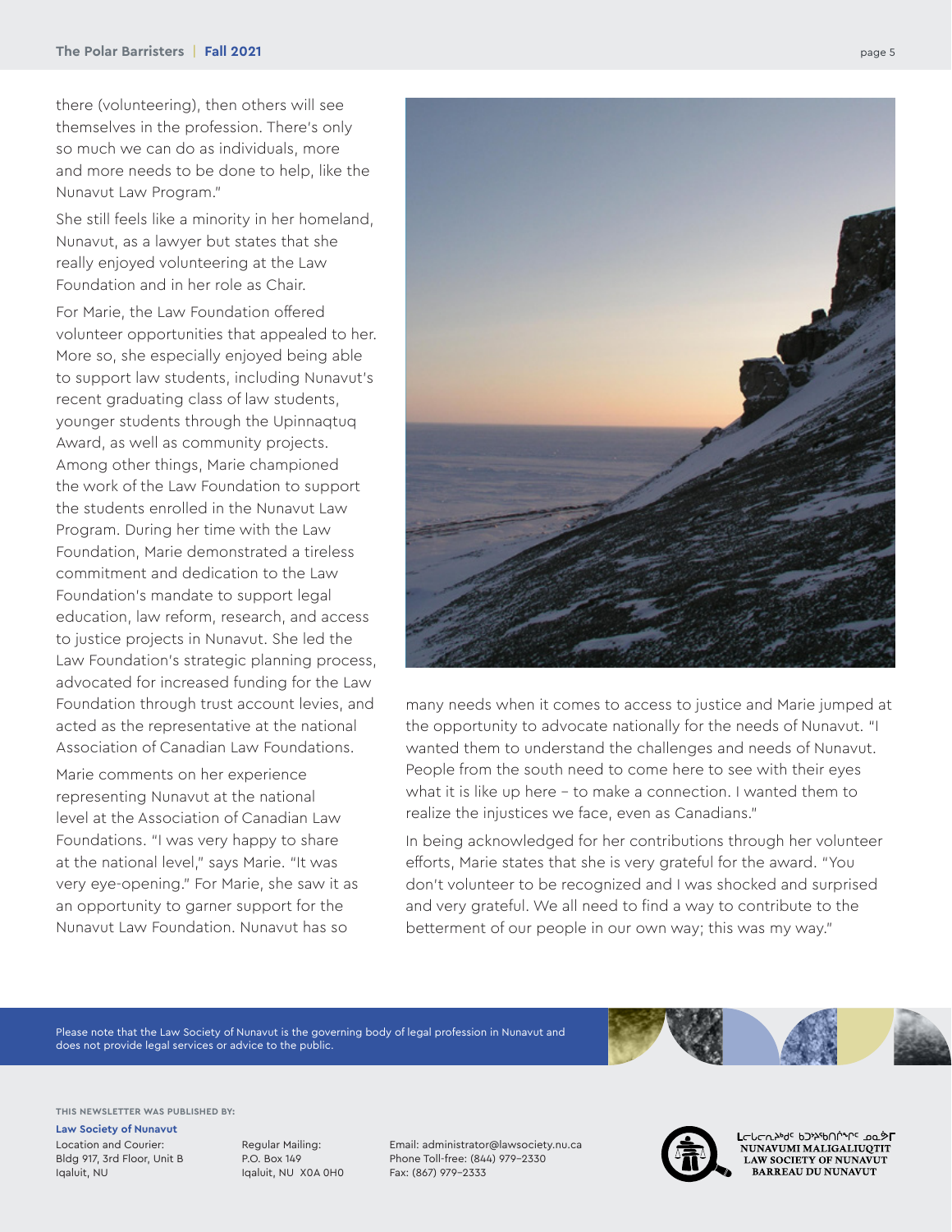there (volunteering), then others will see themselves in the profession. There's only so much we can do as individuals, more and more needs to be done to help, like the Nunavut Law Program."

She still feels like a minority in her homeland, Nunavut, as a lawyer but states that she really enjoyed volunteering at the Law Foundation and in her role as Chair.

For Marie, the Law Foundation offered volunteer opportunities that appealed to her. More so, she especially enjoyed being able to support law students, including Nunavut's recent graduating class of law students, younger students through the Upinnaqtuq Award, as well as community projects. Among other things, Marie championed the work of the Law Foundation to support the students enrolled in the Nunavut Law Program. During her time with the Law Foundation, Marie demonstrated a tireless commitment and dedication to the Law Foundation's mandate to support legal education, law reform, research, and access to justice projects in Nunavut. She led the Law Foundation's strategic planning process, advocated for increased funding for the Law Foundation through trust account levies, and acted as the representative at the national Association of Canadian Law Foundations.

Marie comments on her experience representing Nunavut at the national level at the Association of Canadian Law Foundations. "I was very happy to share at the national level," says Marie. "It was very eye-opening." For Marie, she saw it as an opportunity to garner support for the Nunavut Law Foundation. Nunavut has so many needs when it comes to access to justice and Marie jumped at the opportunity to advocate nationally for the needs of Nunavut. "I wanted them to understand the challenges and needs of Nunavut. People from the south need to come here to see with their eyes what it is like up here – to make a connection. I wanted them to realize the injustices we face, even as Canadians."

In being acknowledged for her contributions through her volunteer efforts, Marie states that she is very grateful for the award. "You don't volunteer to be recognized and I was shocked and surprised and very grateful. We all need to find a way to contribute to the betterment of our people in our own way; this was my way."

Please note that the Law Society of Nunavut is the governing body of legal profession in Nunavut and does not provide legal services or advice to the public.

THIS NEWSLETTER WAS PUBLISHED BY:

**Law Society of Nunavut**

Location and Courier:
Bldg 917, 3rd Floor, Unit B
Iqaluit, NU

Regular Mailing:
P.O. Box 149
Iqaluit, NU X0A 0H0

Email: administrator@lawsociety.nu.ca
Phone Toll-free: (844) 979-2330
Fax: (867) 979-2333

NUNAVUMI MALIGALIUQTIT
LAW SOCIETY OF NUNAVUT
BARREAU DU NUNAVUT